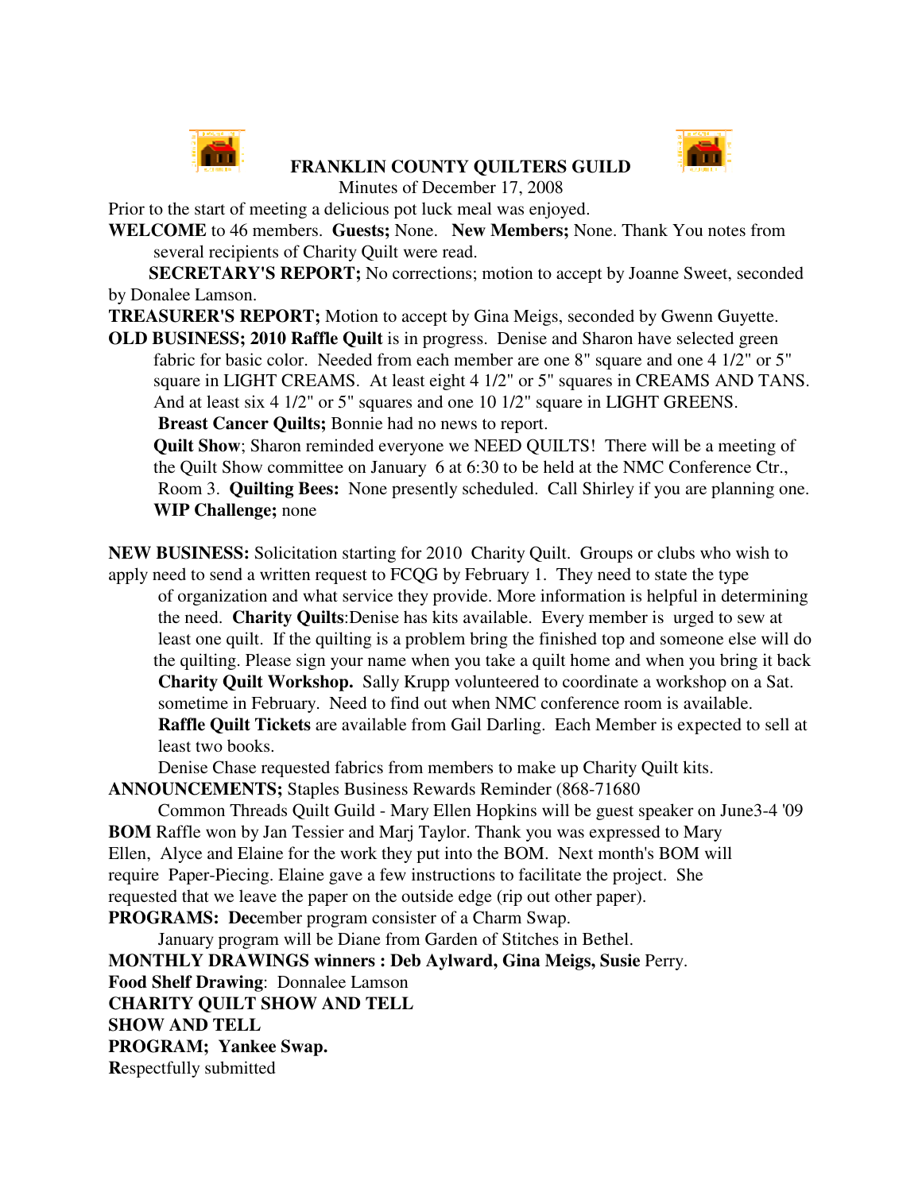# FRANKLIN COUNTY QUILTERS GUILD

Minutes of December 17, 2008

Prior to the start of meeting a delicious pot luck meal was enjoyed.

**WELCOME** to 46 members. **Guests;** None. **New Members;** None. Thank You notes from several recipients of Charity Quilt were read.

**SECRETARY'S REPORT;** No corrections; motion to accept by Joanne Sweet, seconded by Donalee Lamson.

**TREASURER'S REPORT;** Motion to accept by Gina Meigs, seconded by Gwenn Guyette.

**OLD BUSINESS; 2010 Raffle Quilt** is in progress. Denise and Sharon have selected green fabric for basic color. Needed from each member are one 8" square and one 4 1/2" or 5" square in LIGHT CREAMS. At least eight 4 1/2" or 5" squares in CREAMS AND TANS. And at least six 4 1/2" or 5" squares and one 10 1/2" square in LIGHT GREENS.

**Breast Cancer Quilts;** Bonnie had no news to report.

**Quilt Show**; Sharon reminded everyone we NEED QUILTS! There will be a meeting of the Quilt Show committee on January 6 at 6:30 to be held at the NMC Conference Ctr., Room 3. **Quilting Bees:** None presently scheduled. Call Shirley if you are planning one.

**WIP Challenge;** none

**NEW BUSINESS:** Solicitation starting for 2010 Charity Quilt. Groups or clubs who wish to apply need to send a written request to FCQG by February 1. They need to state the type of organization and what service they provide. More information is helpful in determining the need. **Charity Quilts**:Denise has kits available. Every member is urged to sew at least one quilt. If the quilting is a problem bring the finished top and someone else will do the quilting. Please sign your name when you take a quilt home and when you bring it back

**Charity Quilt Workshop.** Sally Krupp volunteered to coordinate a workshop on a Sat. sometime in February. Need to find out when NMC conference room is available.

**Raffle Quilt Tickets** are available from Gail Darling. Each Member is expected to sell at least two books.

Denise Chase requested fabrics from members to make up Charity Quilt kits.

**ANNOUNCEMENTS;** Staples Business Rewards Reminder (868-71680

Common Threads Quilt Guild - Mary Ellen Hopkins will be guest speaker on June3-4 '09

**BOM** Raffle won by Jan Tessier and Marj Taylor. Thank you was expressed to Mary Ellen, Alyce and Elaine for the work they put into the BOM. Next month's BOM will require Paper-Piecing. Elaine gave a few instructions to facilitate the project. She requested that we leave the paper on the outside edge (rip out other paper).

**PROGRAMS: Dec**ember program consister of a Charm Swap.

January program will be Diane from Garden of Stitches in Bethel.

**MONTHLY DRAWINGS winners : Deb Aylward, Gina Meigs, Susie** Perry.

**Food Shelf Drawing**: Donnalee Lamson

**CHARITY QUILT SHOW AND TELL**

**SHOW AND TELL**

**PROGRAM; Yankee Swap.**

**R**espectfully submitted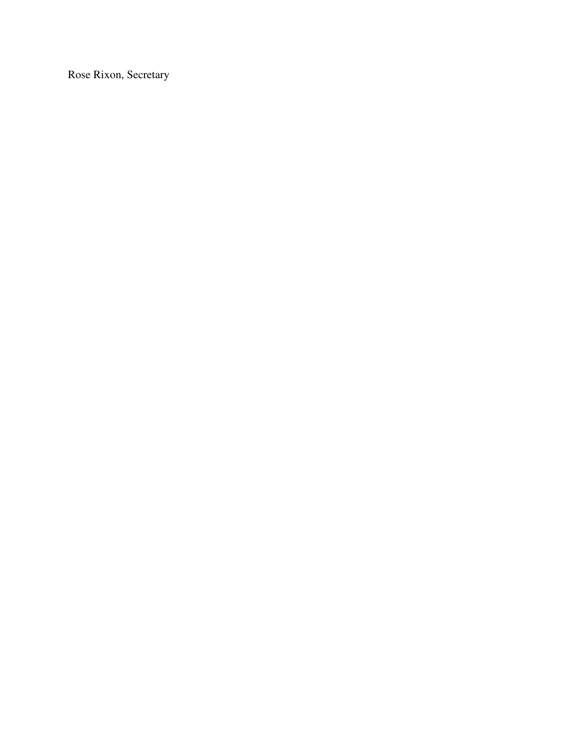Rose Rixon, Secretary